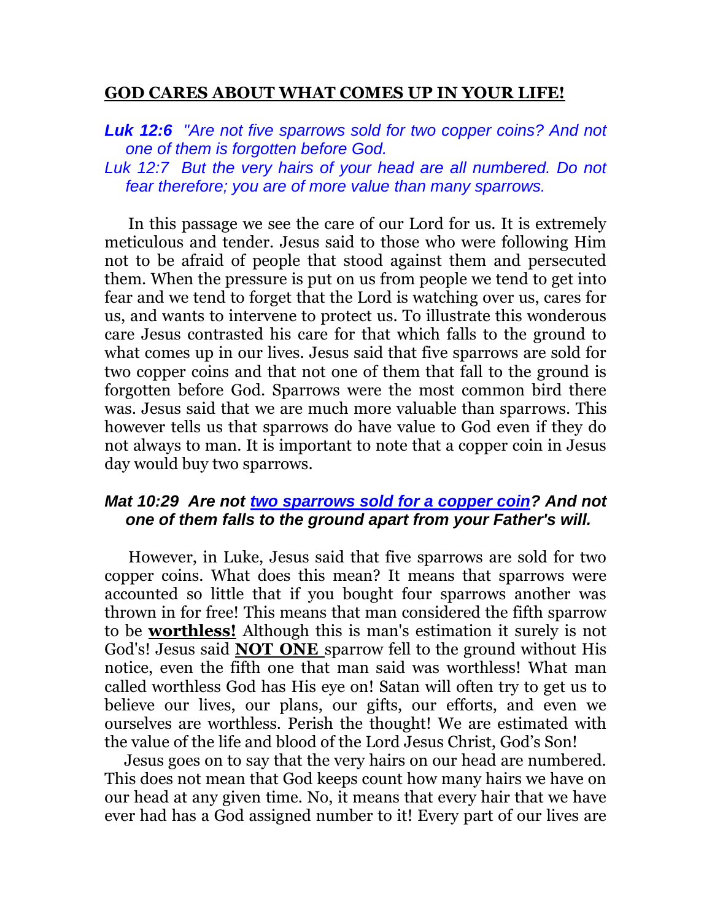**GOD CARES ABOUT WHAT COMES UP IN YOUR LIFE!**

***Luk 12:6*** *"Are not five sparrows sold for two copper coins? And not one of them is forgotten before God.*

*Luk 12:7 But the very hairs of your head are all numbered. Do not fear therefore; you are of more value than many sparrows.*

In this passage we see the care of our Lord for us. It is extremely meticulous and tender. Jesus said to those who were following Him not to be afraid of people that stood against them and persecuted them. When the pressure is put on us from people we tend to get into fear and we tend to forget that the Lord is watching over us, cares for us, and wants to intervene to protect us. To illustrate this wonderous care Jesus contrasted his care for that which falls to the ground to what comes up in our lives. Jesus said that five sparrows are sold for two copper coins and that not one of them that fall to the ground is forgotten before God. Sparrows were the most common bird there was. Jesus said that we are much more valuable than sparrows. This however tells us that sparrows do have value to God even if they do not always to man. It is important to note that a copper coin in Jesus day would buy two sparrows.

***Mat 10:29 Are not <u>two sparrows sold for a copper coin</u>? And not one of them falls to the ground apart from your Father's will.***

However, in Luke, Jesus said that five sparrows are sold for two copper coins. What does this mean? It means that sparrows were accounted so little that if you bought four sparrows another was thrown in for free! This means that man considered the fifth sparrow to be <u>**worthless!**</u> Although this is man's estimation it surely is not God's! Jesus said <u>**NOT ONE**</u> sparrow fell to the ground without His notice, even the fifth one that man said was worthless! What man called worthless God has His eye on! Satan will often try to get us to believe our lives, our plans, our gifts, our efforts, and even we ourselves are worthless. Perish the thought! We are estimated with the value of the life and blood of the Lord Jesus Christ, God's Son!

Jesus goes on to say that the very hairs on our head are numbered. This does not mean that God keeps count how many hairs we have on our head at any given time. No, it means that every hair that we have ever had has a God assigned number to it! Every part of our lives are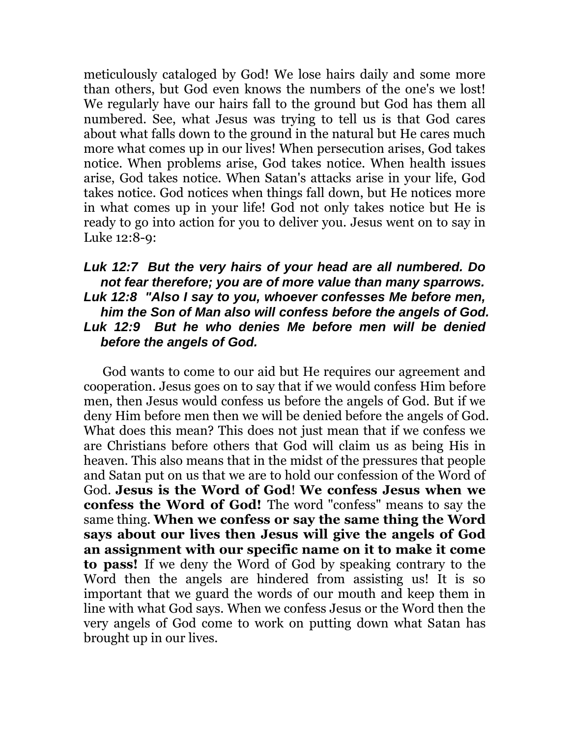meticulously cataloged by God! We lose hairs daily and some more than others, but God even knows the numbers of the one's we lost! We regularly have our hairs fall to the ground but God has them all numbered. See, what Jesus was trying to tell us is that God cares about what falls down to the ground in the natural but He cares much more what comes up in our lives! When persecution arises, God takes notice. When problems arise, God takes notice. When health issues arise, God takes notice. When Satan's attacks arise in your life, God takes notice. God notices when things fall down, but He notices more in what comes up in your life! God not only takes notice but He is ready to go into action for you to deliver you. Jesus went on to say in Luke 12:8-9:

***Luk 12:7 But the very hairs of your head are all numbered. Do not fear therefore; you are of more value than many sparrows.***
***Luk 12:8 "Also I say to you, whoever confesses Me before men, him the Son of Man also will confess before the angels of God.***
***Luk 12:9 But he who denies Me before men will be denied before the angels of God.***

God wants to come to our aid but He requires our agreement and cooperation. Jesus goes on to say that if we would confess Him before men, then Jesus would confess us before the angels of God. But if we deny Him before men then we will be denied before the angels of God. What does this mean? This does not just mean that if we confess we are Christians before others that God will claim us as being His in heaven. This also means that in the midst of the pressures that people and Satan put on us that we are to hold our confession of the Word of God. **Jesus is the Word of God**! **We confess Jesus when we confess the Word of God!** The word "confess" means to say the same thing. **When we confess or say the same thing the Word says about our lives then Jesus will give the angels of God an assignment with our specific name on it to make it come to pass!** If we deny the Word of God by speaking contrary to the Word then the angels are hindered from assisting us! It is so important that we guard the words of our mouth and keep them in line with what God says. When we confess Jesus or the Word then the very angels of God come to work on putting down what Satan has brought up in our lives.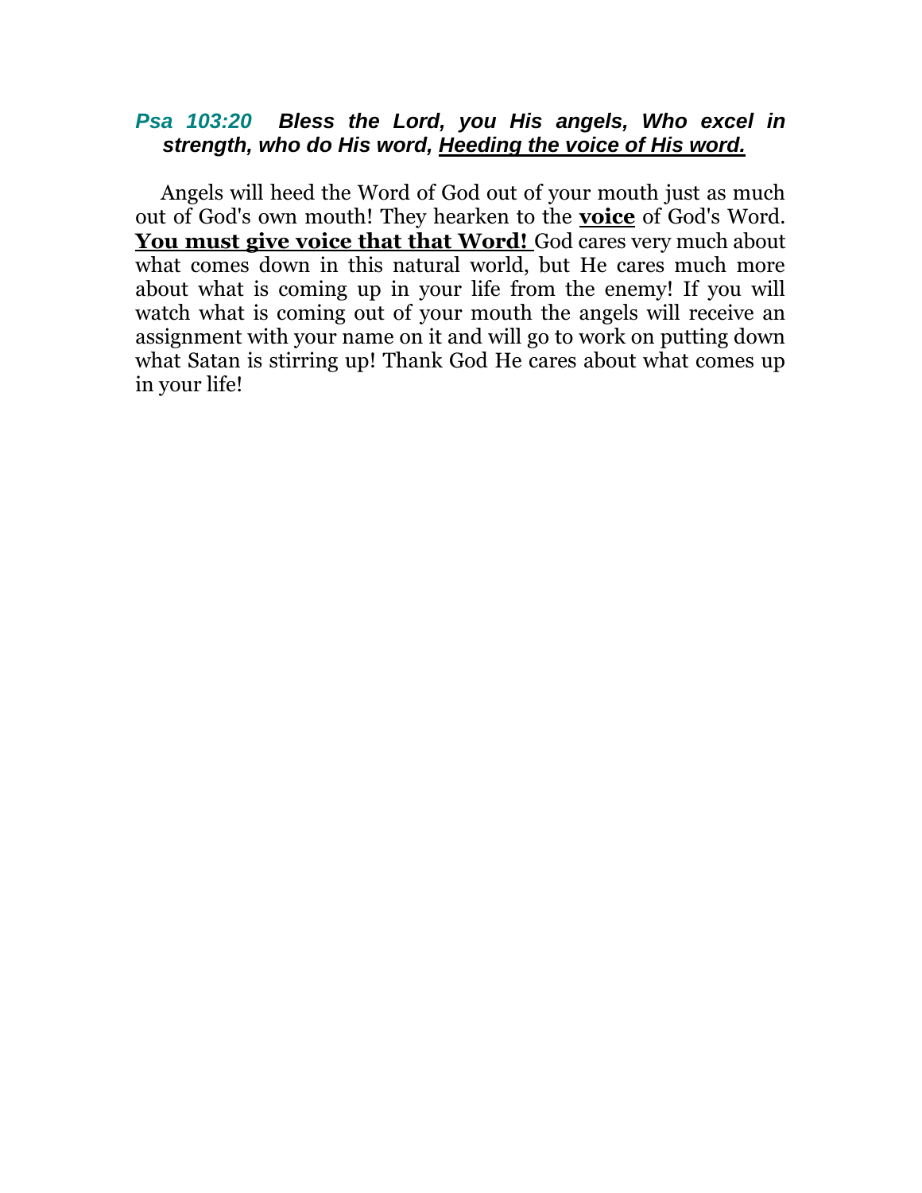***Psa 103:20*** ***Bless the Lord, you His angels, Who excel in strength, who do His word, <u>Heeding the voice of His word.</u>***

Angels will heed the Word of God out of your mouth just as much out of God's own mouth! They hearken to the **<u>voice</u>** of God's Word. **<u>You must give voice that that Word!</u>** God cares very much about what comes down in this natural world, but He cares much more about what is coming up in your life from the enemy! If you will watch what is coming out of your mouth the angels will receive an assignment with your name on it and will go to work on putting down what Satan is stirring up! Thank God He cares about what comes up in your life!